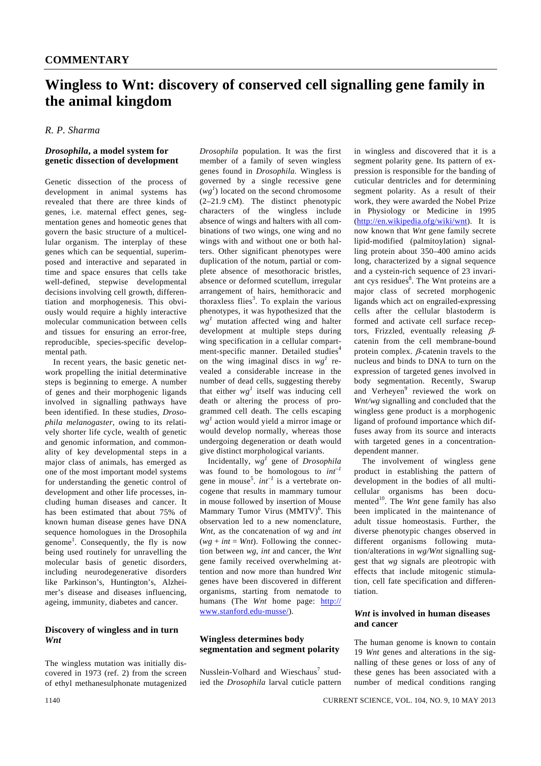**COMMENTARY**

# Wingless to Wnt: discovery of conserved cell signalling gene family in the animal kingdom

*R. P. Sharma*

## *Drosophila*, a model system for genetic dissection of development

Genetic dissection of the process of development in animal systems has revealed that there are three kinds of genes, i.e. maternal effect genes, segmentation genes and homeotic genes that govern the basic structure of a multicellular organism. The interplay of these genes which can be sequential, superimposed and interactive and separated in time and space ensures that cells take well-defined, stepwise developmental decisions involving cell growth, differentiation and morphogenesis. This obviously would require a highly interactive molecular communication between cells and tissues for ensuring an error-free, reproducible, species-specific developmental path.

In recent years, the basic genetic network propelling the initial determinative steps is beginning to emerge. A number of genes and their morphogenic ligands involved in signalling pathways have been identified. In these studies, *Drosophila melanogaster*, owing to its relatively shorter life cycle, wealth of genetic and genomic information, and commonality of key developmental steps in a major class of animals, has emerged as one of the most important model systems for understanding the genetic control of development and other life processes, including human diseases and cancer. It has been estimated that about 75% of known human disease genes have DNA sequence homologues in the Drosophila genome[1]. Consequently, the fly is now being used routinely for unravelling the molecular basis of genetic disorders, including neurodegenerative disorders like Parkinson's, Huntington's, Alzheimer's disease and diseases influencing, ageing, immunity, diabetes and cancer.

## Discovery of wingless and in turn *Wnt*

The wingless mutation was initially discovered in 1973 (ref. 2) from the screen of ethyl methanesulphonate mutagenized *Drosophila* population. It was the first member of a family of seven wingless genes found in *Drosophila.* Wingless is governed by a single recessive gene ($wg^1$) located on the second chromosome (2–21.9 cM). The distinct phenotypic characters of the wingless include absence of wings and halters with all combinations of two wings, one wing and no wings with and without one or both halters. Other significant phenotypes were duplication of the notum, partial or complete absence of mesothoracic bristles, absence or deformed scutellum, irregular arrangement of hairs, hemithoracic and thoraxless flies[3]. To explain the various phenotypes, it was hypothesized that the $wg^1$ mutation affected wing and halter development at multiple steps during wing specification in a cellular compartment-specific manner. Detailed studies[4] on the wing imaginal discs in $wg^1$ revealed a considerable increase in the number of dead cells, suggesting thereby that either $wg^1$ itself was inducing cell death or altering the process of programmed cell death. The cells escaping $wg^1$ action would yield a mirror image or would develop normally, whereas those undergoing degeneration or death would give distinct morphological variants.

Incidentally, $wg^1$ gene of *Drosophila* was found to be homologous to $int^{-1}$ gene in mouse[5]. $int^{-1}$ is a vertebrate oncogene that results in mammary tumour in mouse followed by insertion of Mouse Mammary Tumor Virus (MMTV)[6]. This observation led to a new nomenclature, *Wnt*, as the concatenation of *wg* and *int* (*wg* + *int* = *Wnt*). Following the connection between *wg*, *int* and cancer, the *Wnt* gene family received overwhelming attention and now more than hundred *Wnt* genes have been discovered in different organisms, starting from nematode to humans (The *Wnt* home page: http://www.stanford.edu-musse/).

## Wingless determines body segmentation and segment polarity

Nusslein-Volhard and Wieschaus[7] studied the *Drosophila* larval cuticle pattern in wingless and discovered that it is a segment polarity gene. Its pattern of expression is responsible for the banding of cuticular dentricles and for determining segment polarity. As a result of their work, they were awarded the Nobel Prize in Physiology or Medicine in 1995 (http://en.wikipedia.ofg/wiki/wnt). It is now known that *Wnt* gene family secrete lipid-modified (palmitoylation) signalling protein about 350–400 amino acids long, characterized by a signal sequence and a cystein-rich sequence of 23 invariant cys residues[8]. The Wnt proteins are a major class of secreted morphogenic ligands which act on engrailed-expressing cells after the cellular blastoderm is formed and activate cell surface receptors, Frizzled, eventually releasing $\beta$-catenin from the cell membrane-bound protein complex. $\beta$-catenin travels to the nucleus and binds to DNA to turn on the expression of targeted genes involved in body segmentation. Recently, Swarup and Verheyen[9] reviewed the work on *Wnt/wg* signalling and concluded that the wingless gene product is a morphogenic ligand of profound importance which diffuses away from its source and interacts with targeted genes in a concentration-dependent manner.

The involvement of wingless gene product in establishing the pattern of development in the bodies of all multicellular organisms has been documented[10]. The *Wnt* gene family has also been implicated in the maintenance of adult tissue homeostasis. Further, the diverse phenotypic changes observed in different organisms following mutation/alterations in *wg/Wnt* signalling suggest that *wg* signals are pleotropic with effects that include mitogenic stimulation, cell fate specification and differentiation.

## *Wnt* is involved in human diseases and cancer

The human genome is known to contain 19 *Wnt* genes and alterations in the signalling of these genes or loss of any of these genes has been associated with a number of medical conditions ranging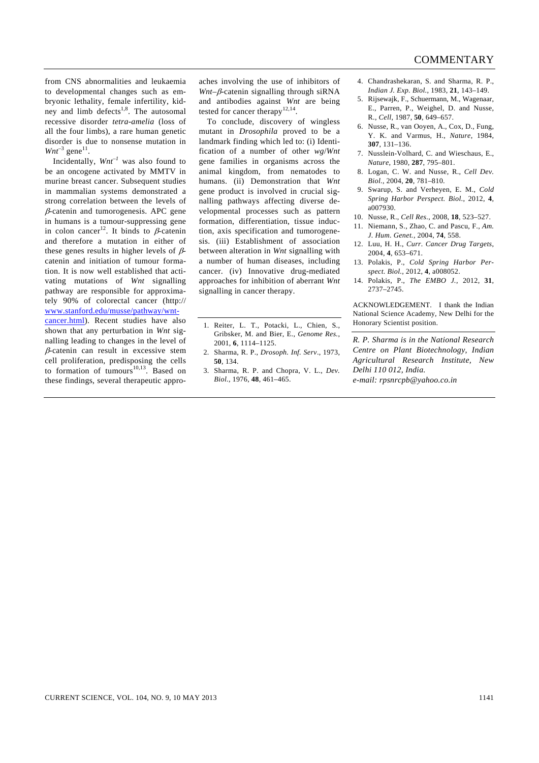from CNS abnormalities and leukaemia to developmental changes such as embryonic lethality, female infertility, kidney and limb defects[1,8]. The autosomal recessive disorder *tetra-amelia* (loss of all the four limbs), a rare human genetic disorder is due to nonsense mutation in $Wnt^{-3}$ gene[11].

Incidentally, $Wnt^{-1}$ was also found to be an oncogene activated by MMTV in murine breast cancer. Subsequent studies in mammalian systems demonstrated a strong correlation between the levels of $\beta$-catenin and tumorogenesis. APC gene in humans is a tumour-suppressing gene in colon cancer[12]. It binds to $\beta$-catenin and therefore a mutation in either of these genes results in higher levels of $\beta$-catenin and initiation of tumour formation. It is now well established that activating mutations of *Wnt* signalling pathway are responsible for approximately 90% of colorectal cancer (http://www.stanford.edu/musse/pathway/wnt-cancer.html). Recent studies have also shown that any perturbation in *Wnt* signalling leading to changes in the level of $\beta$-catenin can result in excessive stem cell proliferation, predisposing the cells to formation of tumours[10,13]. Based on these findings, several therapeutic approaches involving the use of inhibitors of *Wnt*–$\beta$-catenin signalling through siRNA and antibodies against *Wnt* are being tested for cancer therapy[12,14].

To conclude, discovery of wingless mutant in *Drosophila* proved to be a landmark finding which led to: (i) Identification of a number of other *wg*/*Wnt* gene families in organisms across the animal kingdom, from nematodes to humans. (ii) Demonstration that *Wnt* gene product is involved in crucial signalling pathways affecting diverse developmental processes such as pattern formation, differentiation, tissue induction, axis specification and tumorogenesis. (iii) Establishment of association between alteration in *Wnt* signalling with a number of human diseases, including cancer. (iv) Innovative drug-mediated approaches for inhibition of aberrant *Wnt* signalling in cancer therapy.

1. Reiter, L. T., Potacki, L., Chien, S., Gribsker, M. and Bier, E., *Genome Res.*, 2001, **6**, 1114–1125.
2. Sharma, R. P., *Drosoph. Inf. Serv*., 1973, **50**, 134.
3. Sharma, R. P. and Chopra, V. L., *Dev. Biol.*, 1976, **48**, 461–465.
4. Chandrashekaran, S. and Sharma, R. P., *Indian J. Exp. Biol.*, 1983, **21**, 143–149.
5. Rijsewajk, F., Schuermann, M., Wagenaar, E., Parren, P., Weighel, D. and Nusse, R., *Cell*, 1987, **50**, 649–657.
6. Nusse, R., van Ooyen, A., Cox, D., Fung, Y. K. and Varmus, H., *Nature*, 1984, **307**, 131–136.
7. Nusslein-Volhard, C. and Wieschaus, E., *Nature*, 1980, **287**, 795–801.
8. Logan, C. W. and Nusse, R., *Cell Dev. Biol.*, 2004, **20**, 781–810.
9. Swarup, S. and Verheyen, E. M., *Cold Spring Harbor Perspect. Biol.*, 2012, **4**, a007930.
10. Nusse, R., *Cell Res.*, 2008, **18**, 523–527.
11. Niemann, S., Zhao, C. and Pascu, F., *Am. J. Hum. Genet.*, 2004, **74**, 558.
12. Luu, H. H., *Curr. Cancer Drug Targets*, 2004, **4**, 653–671.
13. Polakis, P., *Cold Spring Harbor Perspect. Biol.*, 2012, **4**, a008052.
14. Polakis, P., *The EMBO J.*, 2012, **31**, 2737–2745.

ACKNOWLEDGEMENT. I thank the Indian National Science Academy, New Delhi for the Honorary Scientist position.

*R. P. Sharma is in the National Research Centre on Plant Biotechnology, Indian Agricultural Research Institute, New Delhi 110 012, India.*
*e-mail: rpsnrcpb@yahoo.co.in*